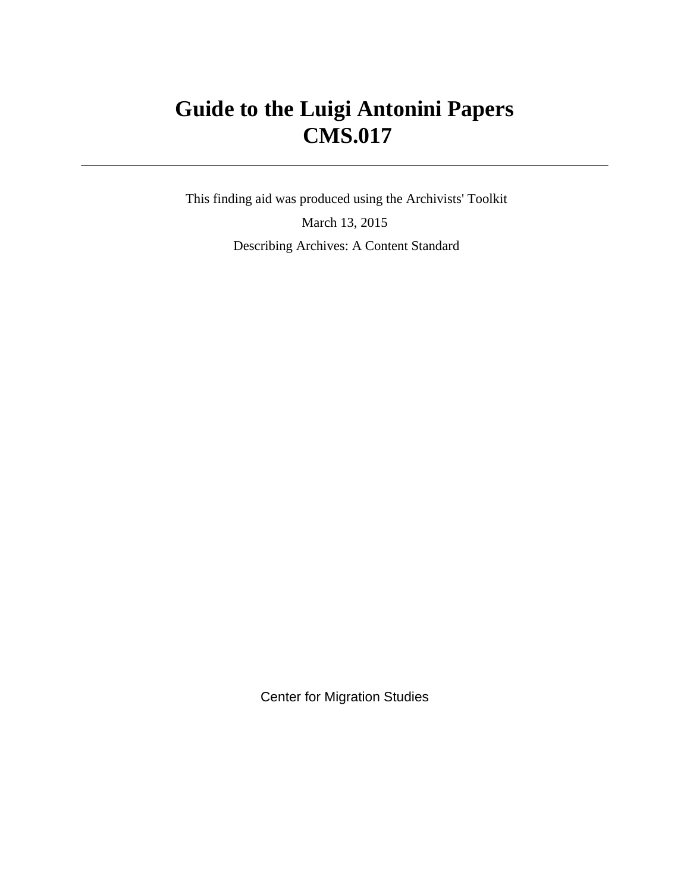# Guide to the Luigi Antonini Papers
# CMS.017

---

This finding aid was produced using the Archivists' Toolkit

March 13, 2015

Describing Archives: A Content Standard

Center for Migration Studies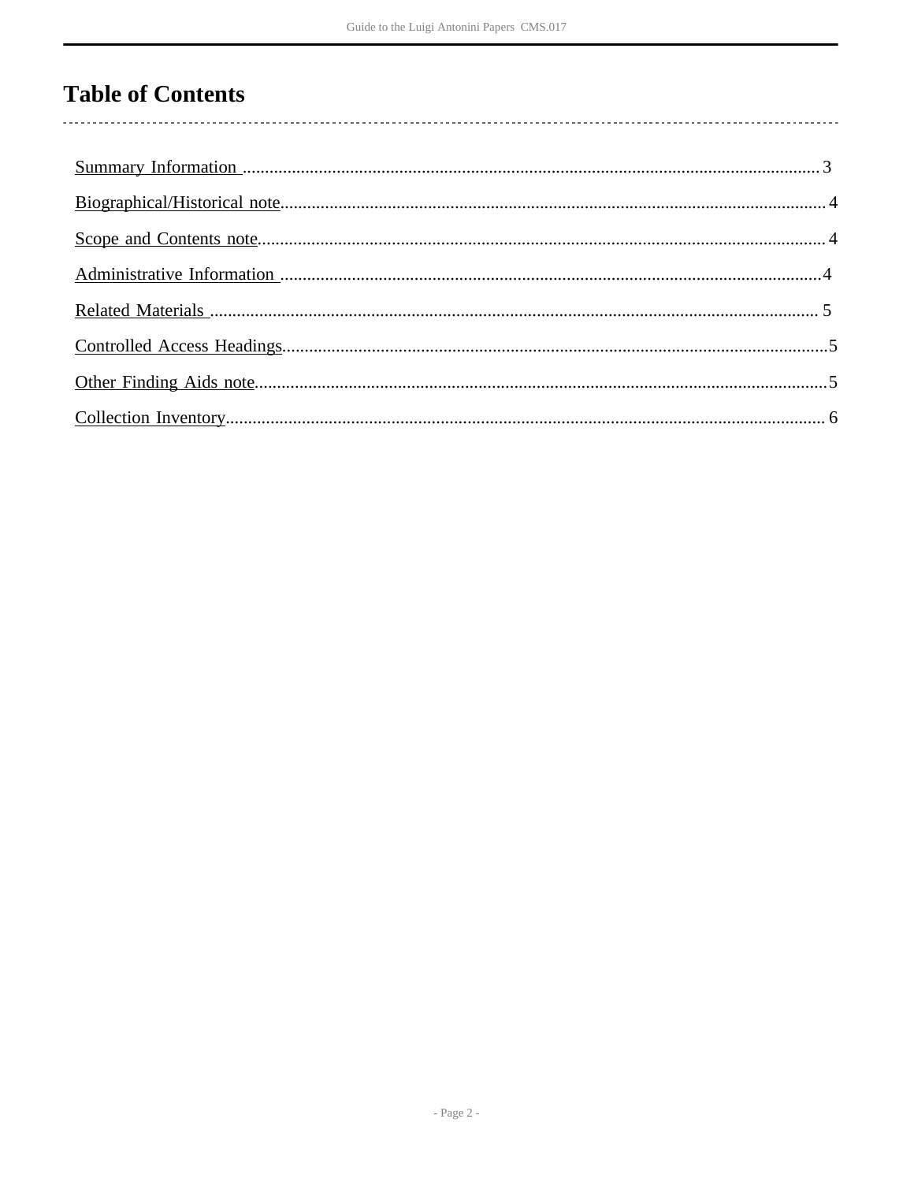# Table of Contents

- Summary Information ........................................ 3
- Biographical/Historical note ........................................ 4
- Scope and Contents note ........................................ 4
- Administrative Information ........................................ 4
- Related Materials ........................................ 5
- Controlled Access Headings ........................................ 5
- Other Finding Aids note ........................................ 5
- Collection Inventory ........................................ 6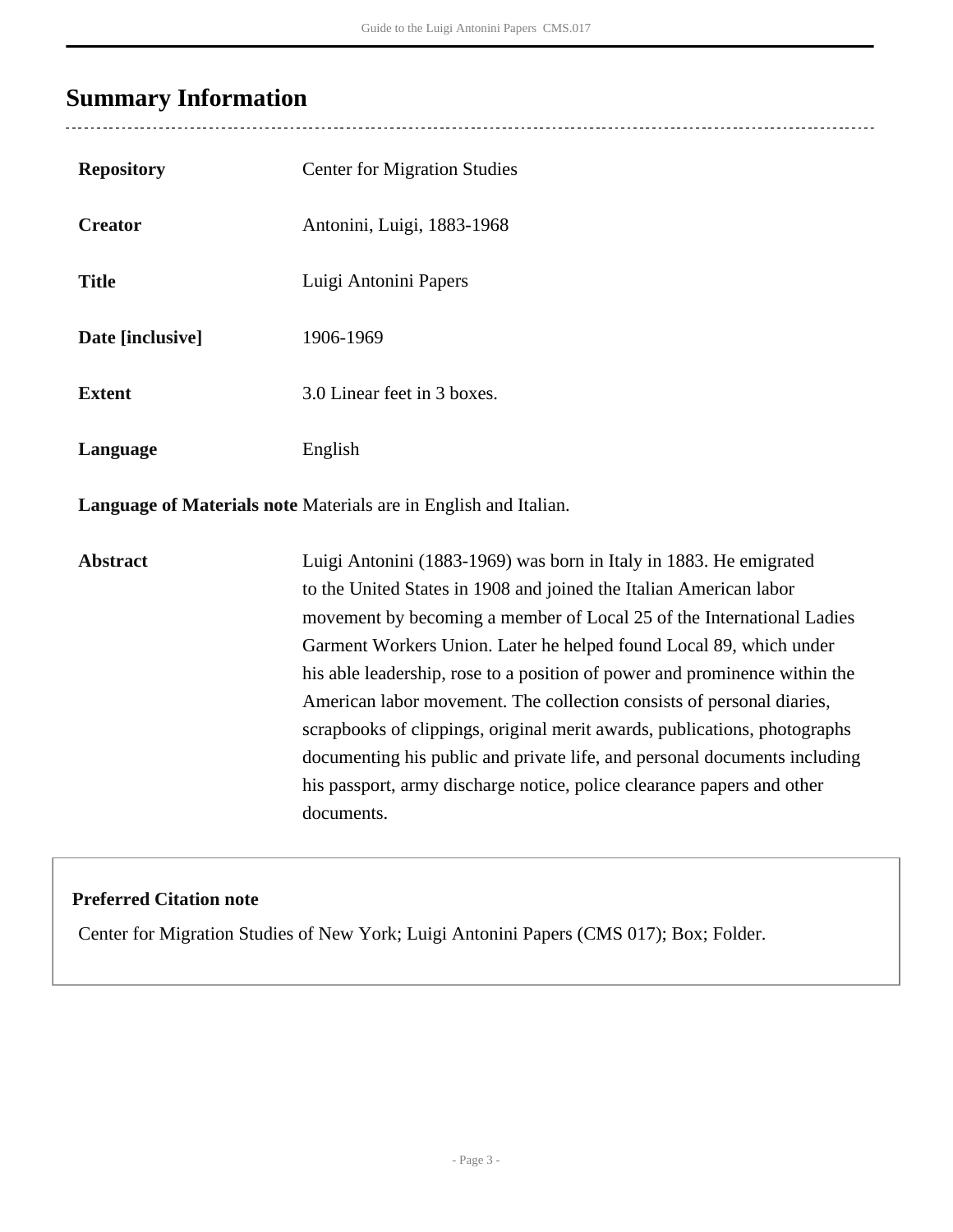# Summary Information

| | |
|---|---|
| **Repository** | Center for Migration Studies |
| **Creator** | Antonini, Luigi, 1883-1968 |
| **Title** | Luigi Antonini Papers |
| **Date [inclusive]** | 1906-1969 |
| **Extent** | 3.0 Linear feet in 3 boxes. |
| **Language** | English |
| **Language of Materials note** | Materials are in English and Italian. |
| **Abstract** | Luigi Antonini (1883-1969) was born in Italy in 1883. He emigrated to the United States in 1908 and joined the Italian American labor movement by becoming a member of Local 25 of the International Ladies Garment Workers Union. Later he helped found Local 89, which under his able leadership, rose to a position of power and prominence within the American labor movement. The collection consists of personal diaries, scrapbooks of clippings, original merit awards, publications, photographs documenting his public and private life, and personal documents including his passport, army discharge notice, police clearance papers and other documents. |

**Preferred Citation note**

Center for Migration Studies of New York; Luigi Antonini Papers (CMS 017); Box; Folder.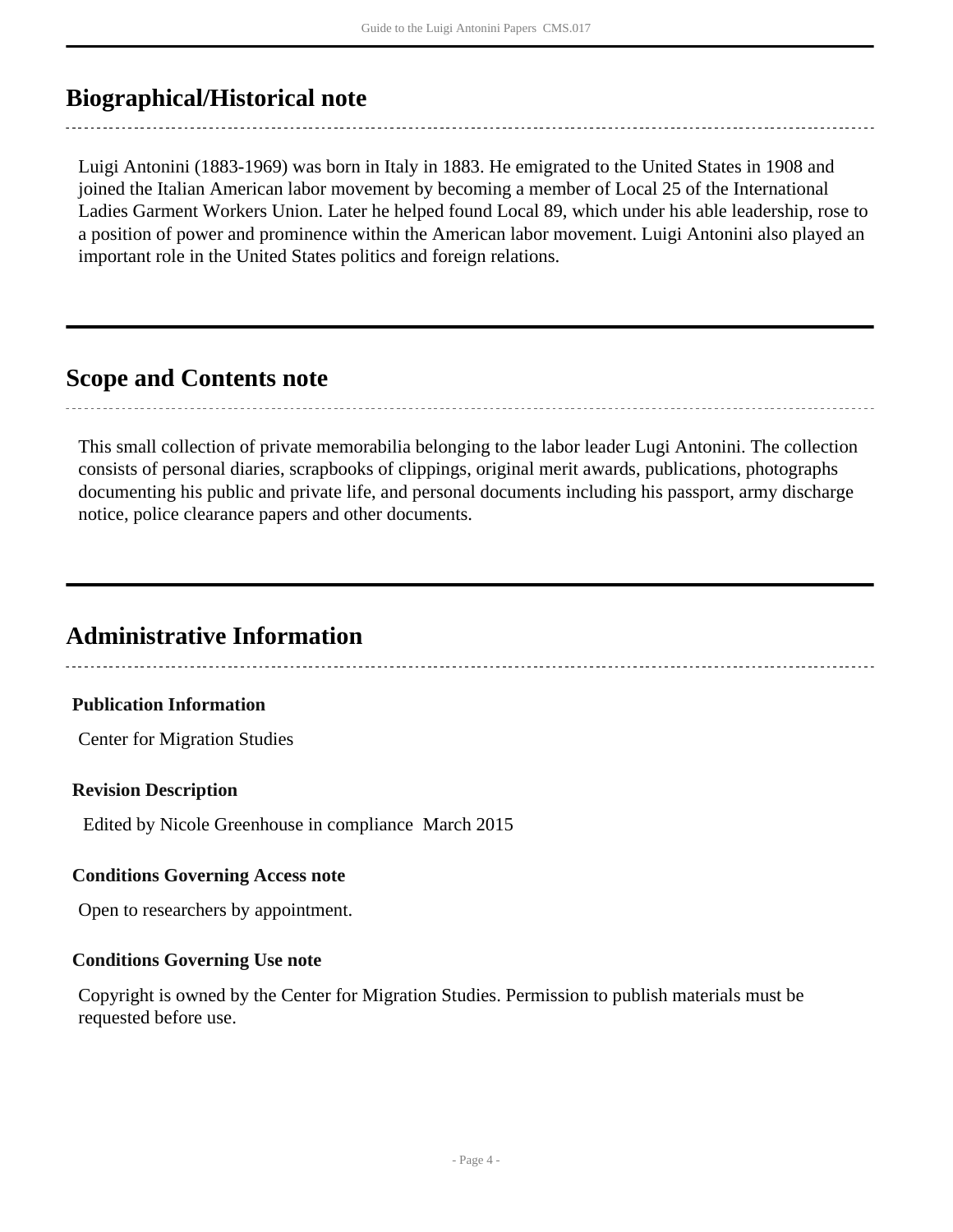## Biographical/Historical note

Luigi Antonini (1883-1969) was born in Italy in 1883. He emigrated to the United States in 1908 and joined the Italian American labor movement by becoming a member of Local 25 of the International Ladies Garment Workers Union. Later he helped found Local 89, which under his able leadership, rose to a position of power and prominence within the American labor movement. Luigi Antonini also played an important role in the United States politics and foreign relations.

## Scope and Contents note

This small collection of private memorabilia belonging to the labor leader Lugi Antonini. The collection consists of personal diaries, scrapbooks of clippings, original merit awards, publications, photographs documenting his public and private life, and personal documents including his passport, army discharge notice, police clearance papers and other documents.

## Administrative Information

### Publication Information

Center for Migration Studies

### Revision Description

Edited by Nicole Greenhouse in compliance March 2015

### Conditions Governing Access note

Open to researchers by appointment.

### Conditions Governing Use note

Copyright is owned by the Center for Migration Studies. Permission to publish materials must be requested before use.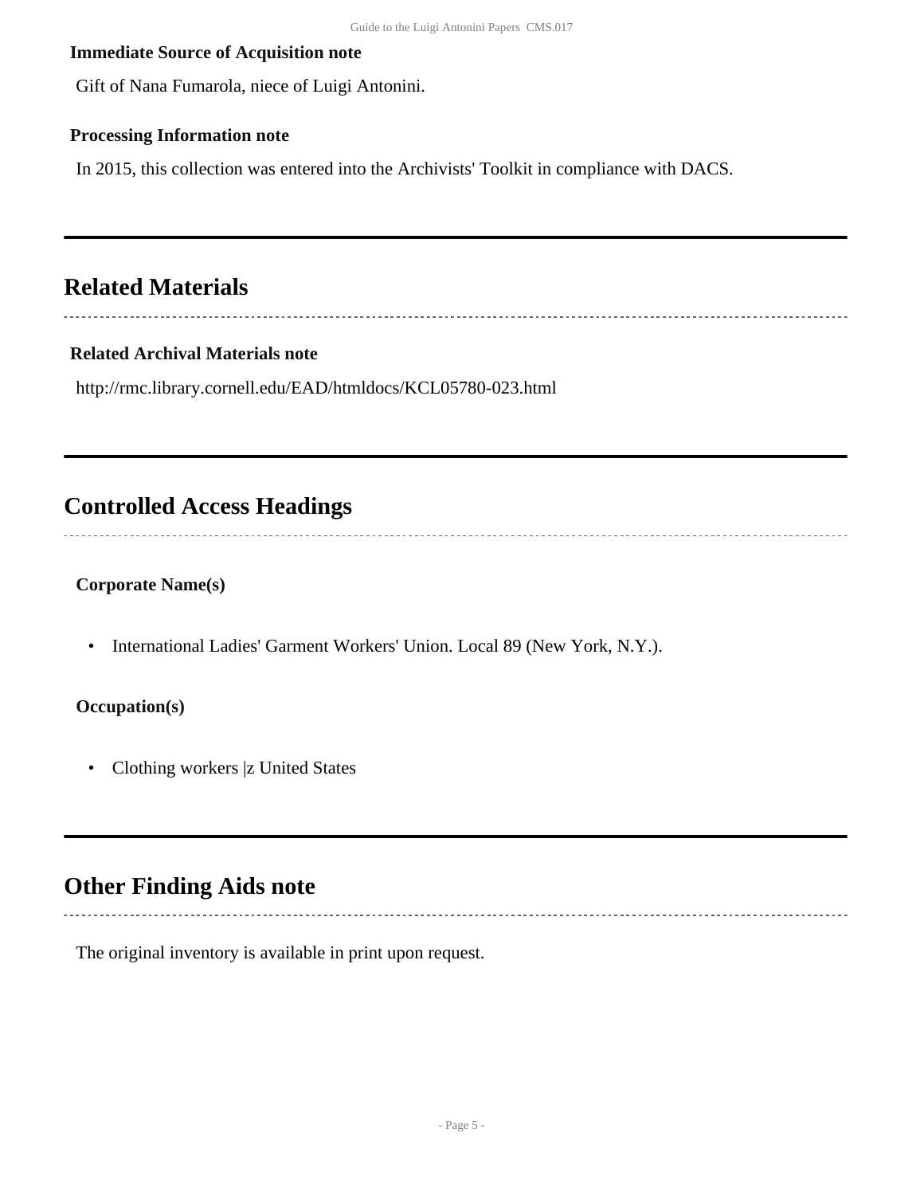### Immediate Source of Acquisition note

Gift of Nana Fumarola, niece of Luigi Antonini.

### Processing Information note

In 2015, this collection was entered into the Archivists' Toolkit in compliance with DACS.

## Related Materials

### Related Archival Materials note

http://rmc.library.cornell.edu/EAD/htmldocs/KCL05780-023.html

## Controlled Access Headings

**Corporate Name(s)**

- International Ladies' Garment Workers' Union. Local 89 (New York, N.Y.).

**Occupation(s)**

- Clothing workers |z United States

## Other Finding Aids note

The original inventory is available in print upon request.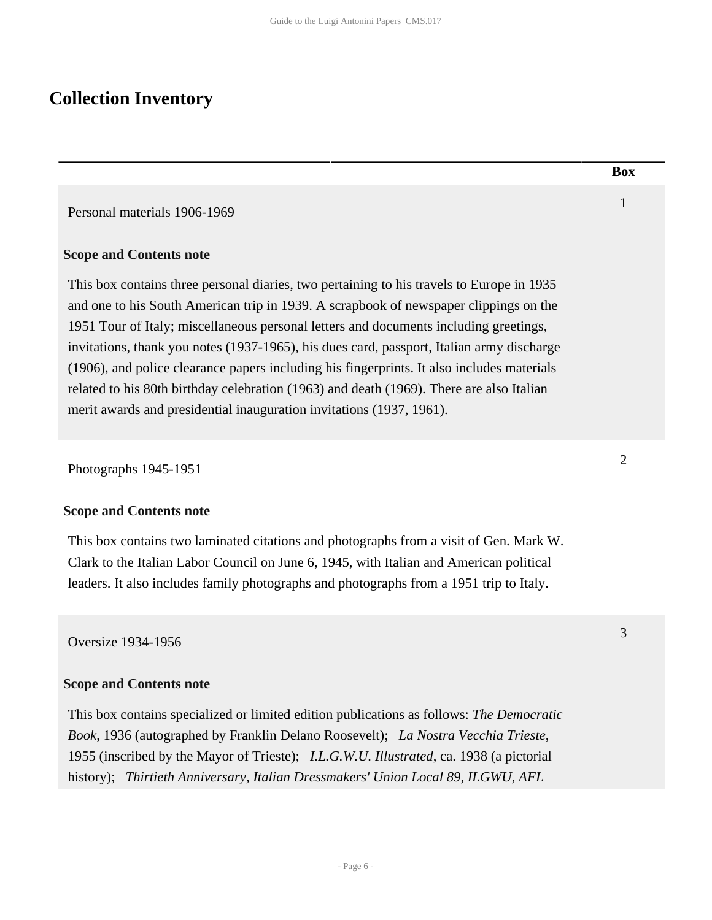## Collection Inventory

| | Box |
|---|---|
| Personal materials 1906-1969<br><br>**Scope and Contents note**<br><br>This box contains three personal diaries, two pertaining to his travels to Europe in 1935 and one to his South American trip in 1939. A scrapbook of newspaper clippings on the 1951 Tour of Italy; miscellaneous personal letters and documents including greetings, invitations, thank you notes (1937-1965), his dues card, passport, Italian army discharge (1906), and police clearance papers including his fingerprints. It also includes materials related to his 80th birthday celebration (1963) and death (1969). There are also Italian merit awards and presidential inauguration invitations (1937, 1961). | 1 |
| Photographs 1945-1951<br><br>**Scope and Contents note**<br><br>This box contains two laminated citations and photographs from a visit of Gen. Mark W. Clark to the Italian Labor Council on June 6, 1945, with Italian and American political leaders. It also includes family photographs and photographs from a 1951 trip to Italy. | 2 |
| Oversize 1934-1956<br><br>**Scope and Contents note**<br><br>This box contains specialized or limited edition publications as follows: *The Democratic Book*, 1936 (autographed by Franklin Delano Roosevelt); *La Nostra Vecchia Trieste*, 1955 (inscribed by the Mayor of Trieste); *I.L.G.W.U. Illustrated*, ca. 1938 (a pictorial history); *Thirtieth Anniversary, Italian Dressmakers' Union Local 89, ILGWU, AFL* | 3 |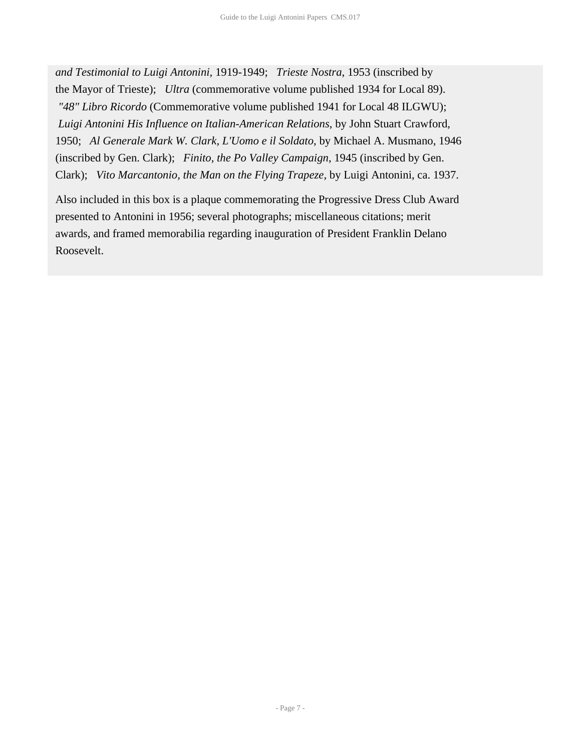*and Testimonial to Luigi Antonini*, 1919-1949; *Trieste Nostra*, 1953 (inscribed by the Mayor of Trieste); *Ultra* (commemorative volume published 1934 for Local 89). *"48" Libro Ricordo* (Commemorative volume published 1941 for Local 48 ILGWU); *Luigi Antonini His Influence on Italian-American Relations*, by John Stuart Crawford, 1950; *Al Generale Mark W. Clark, L'Uomo e il Soldato*, by Michael A. Musmano, 1946 (inscribed by Gen. Clark); *Finito, the Po Valley Campaign*, 1945 (inscribed by Gen. Clark); *Vito Marcantonio, the Man on the Flying Trapeze*, by Luigi Antonini, ca. 1937.

Also included in this box is a plaque commemorating the Progressive Dress Club Award presented to Antonini in 1956; several photographs; miscellaneous citations; merit awards, and framed memorabilia regarding inauguration of President Franklin Delano Roosevelt.